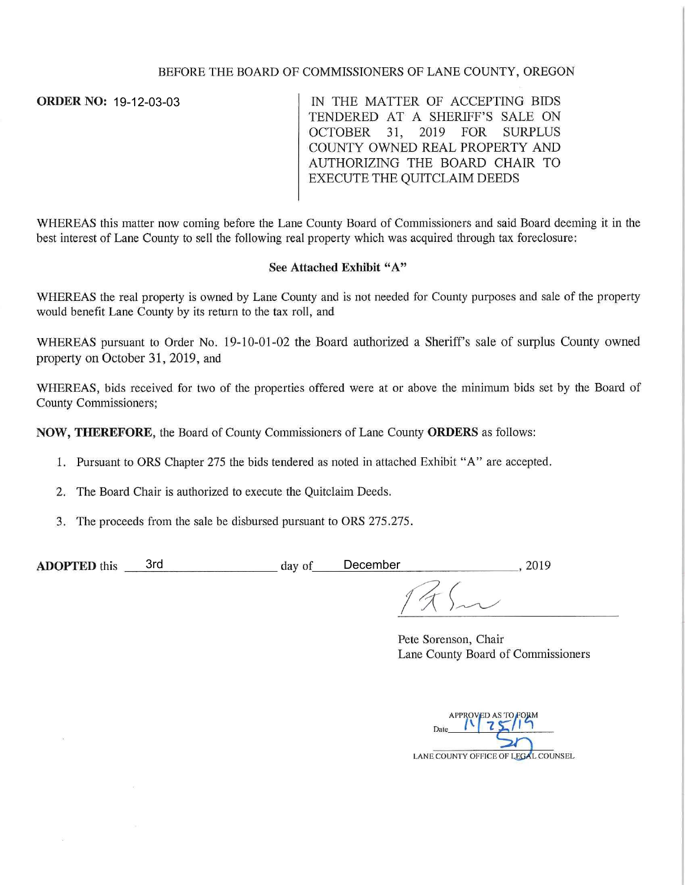BEFORE THE BOARD OF COMMISSIONERS OF LANE COUNTY, OREGON

**ORDER NO:** 19-12-03-03

IN THE MATTER OF ACCEPTING BIDS TENDERED AT A SHERIFF'S SALE ON OCTOBER 31, 2019 FOR SURPLUS COUNTY OWNED REAL PROPERTY AND AUTHORIZING THE BOARD CHAIR TO EXECUTE THE QUITCLAIM DEEDS

WHEREAS this matter now coming before the Lane County Board of Commissioners and said Board deeming it in the best interest of Lane County to sell the following real property which was acquired through tax foreclosure:

**See Attached Exhibit "A"**

WHEREAS the real property is owned by Lane County and is not needed for County purposes and sale of the property would benefit Lane County by its return to the tax roll, and

WHEREAS pursuant to Order No. 19-10-01-02 the Board authorized a Sheriff's sale of surplus County owned property on October 31, 2019, and

WHEREAS, bids received for two of the properties offered were at or above the minimum bids set by the Board of County Commissioners;

**NOW, THEREFORE,** the Board of County Commissioners of Lane County **ORDERS** as follows:

1. Pursuant to ORS Chapter 275 the bids tendered as noted in attached Exhibit "A" are accepted.
2. The Board Chair is authorized to execute the Quitclaim Deeds.
3. The proceeds from the sale be disbursed pursuant to ORS 275.275.

**ADOPTED** this 3rd day of December, 2019

Pete Sorenson, Chair
Lane County Board of Commissioners

APPROVED AS TO FORM
Date 11/25/19
LANE COUNTY OFFICE OF LEGAL COUNSEL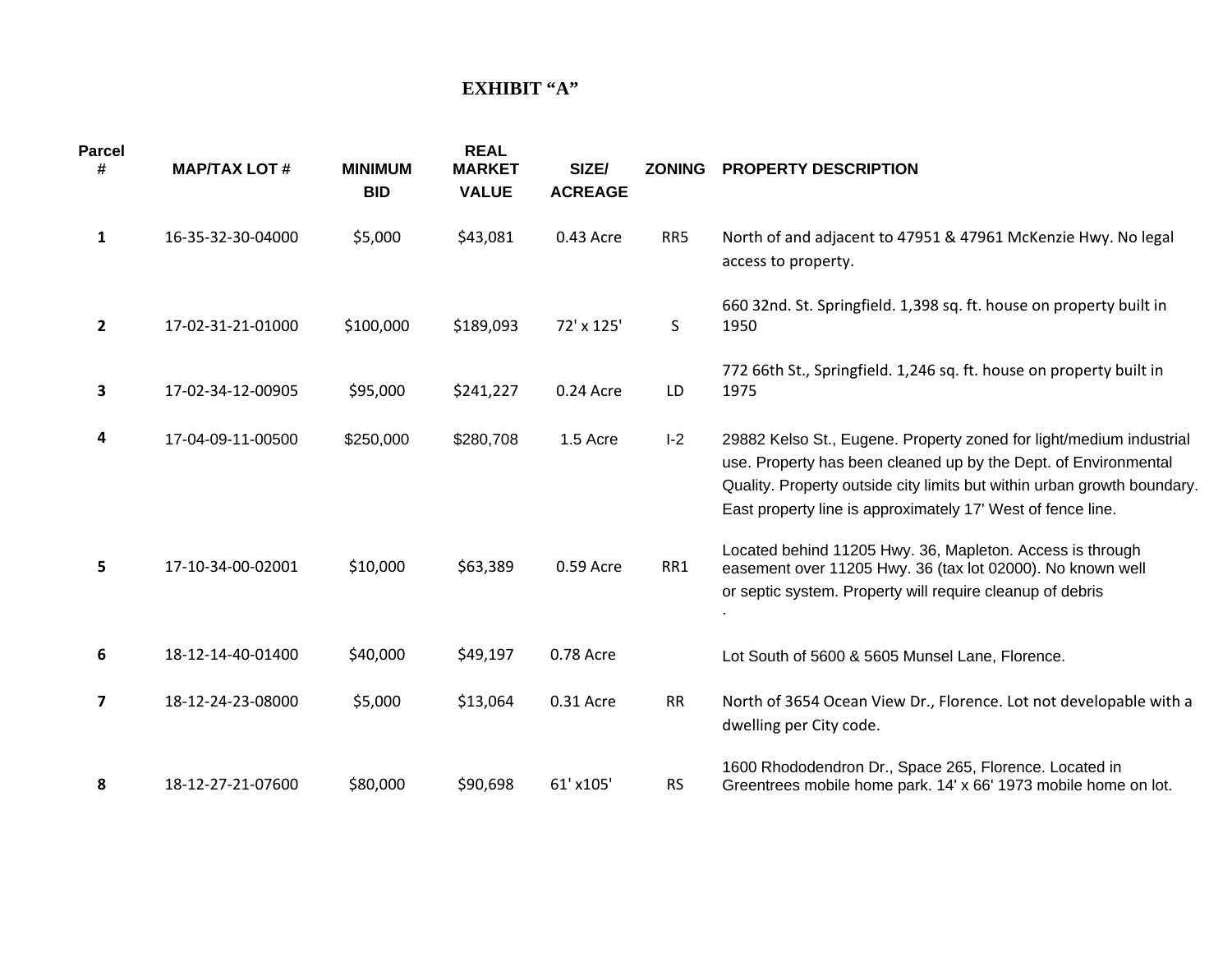# EXHIBIT "A"

| Parcel # | MAP/TAX LOT # | MINIMUM BID | REAL MARKET VALUE | SIZE/ ACREAGE | ZONING | PROPERTY DESCRIPTION |
|---|---|---|---|---|---|---|
| 1 | 16-35-32-30-04000 | $5,000 | $43,081 | 0.43 Acre | RR5 | North of and adjacent to 47951 & 47961 McKenzie Hwy. No legal access to property. |
| 2 | 17-02-31-21-01000 | $100,000 | $189,093 | 72' x 125' | S | 660 32nd. St. Springfield. 1,398 sq. ft. house on property built in 1950 |
| 3 | 17-02-34-12-00905 | $95,000 | $241,227 | 0.24 Acre | LD | 772 66th St., Springfield. 1,246 sq. ft. house on property built in 1975 |
| 4 | 17-04-09-11-00500 | $250,000 | $280,708 | 1.5 Acre | I-2 | 29882 Kelso St., Eugene. Property zoned for light/medium industrial use. Property has been cleaned up by the Dept. of Environmental Quality. Property outside city limits but within urban growth boundary. East property line is approximately 17' West of fence line. |
| 5 | 17-10-34-00-02001 | $10,000 | $63,389 | 0.59 Acre | RR1 | Located behind 11205 Hwy. 36, Mapleton. Access is through easement over 11205 Hwy. 36 (tax lot 02000). No known well or septic system. Property will require cleanup of debris . |
| 6 | 18-12-14-40-01400 | $40,000 | $49,197 | 0.78 Acre | | Lot South of 5600 & 5605 Munsel Lane, Florence. |
| 7 | 18-12-24-23-08000 | $5,000 | $13,064 | 0.31 Acre | RR | North of 3654 Ocean View Dr., Florence. Lot not developable with a dwelling per City code. |
| 8 | 18-12-27-21-07600 | $80,000 | $90,698 | 61' x105' | RS | 1600 Rhododendron Dr., Space 265, Florence. Located in Greentrees mobile home park. 14' x 66' 1973 mobile home on lot. |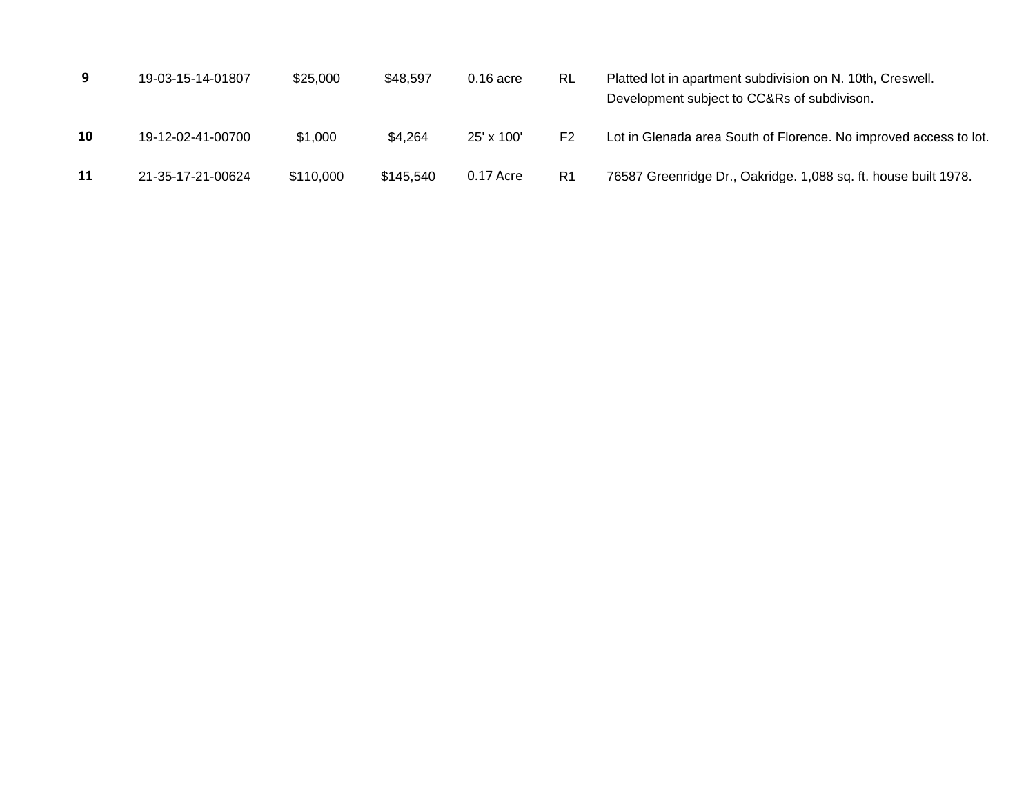| | | | | | | |
|---|---|---|---|---|---|---|
| **9** | 19-03-15-14-01807 | $25,000 | $48,597 | 0.16 acre | RL | Platted lot in apartment subdivision on N. 10th, Creswell. Development subject to CC&Rs of subdivison. |
| **10** | 19-12-02-41-00700 | $1,000 | $4,264 | 25' x 100' | F2 | Lot in Glenada area South of Florence. No improved access to lot. |
| **11** | 21-35-17-21-00624 | $110,000 | $145,540 | 0.17 Acre | R1 | 76587 Greenridge Dr., Oakridge. 1,088 sq. ft. house built 1978. |